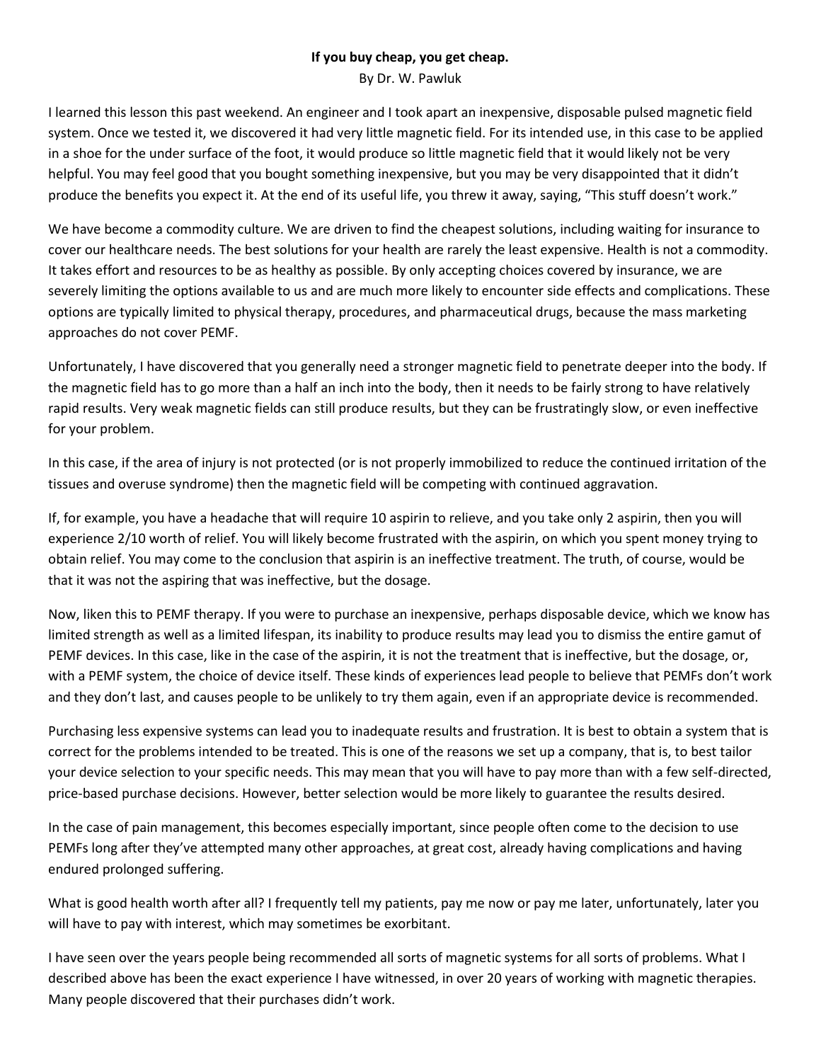**If you buy cheap, you get cheap.**

By Dr. W. Pawluk

I learned this lesson this past weekend. An engineer and I took apart an inexpensive, disposable pulsed magnetic field system. Once we tested it, we discovered it had very little magnetic field. For its intended use, in this case to be applied in a shoe for the under surface of the foot, it would produce so little magnetic field that it would likely not be very helpful. You may feel good that you bought something inexpensive, but you may be very disappointed that it didn't produce the benefits you expect it. At the end of its useful life, you threw it away, saying, "This stuff doesn't work."

We have become a commodity culture. We are driven to find the cheapest solutions, including waiting for insurance to cover our healthcare needs. The best solutions for your health are rarely the least expensive. Health is not a commodity. It takes effort and resources to be as healthy as possible. By only accepting choices covered by insurance, we are severely limiting the options available to us and are much more likely to encounter side effects and complications. These options are typically limited to physical therapy, procedures, and pharmaceutical drugs, because the mass marketing approaches do not cover PEMF.

Unfortunately, I have discovered that you generally need a stronger magnetic field to penetrate deeper into the body. If the magnetic field has to go more than a half an inch into the body, then it needs to be fairly strong to have relatively rapid results. Very weak magnetic fields can still produce results, but they can be frustratingly slow, or even ineffective for your problem.

In this case, if the area of injury is not protected (or is not properly immobilized to reduce the continued irritation of the tissues and overuse syndrome) then the magnetic field will be competing with continued aggravation.

If, for example, you have a headache that will require 10 aspirin to relieve, and you take only 2 aspirin, then you will experience 2/10 worth of relief. You will likely become frustrated with the aspirin, on which you spent money trying to obtain relief. You may come to the conclusion that aspirin is an ineffective treatment. The truth, of course, would be that it was not the aspiring that was ineffective, but the dosage.

Now, liken this to PEMF therapy. If you were to purchase an inexpensive, perhaps disposable device, which we know has limited strength as well as a limited lifespan, its inability to produce results may lead you to dismiss the entire gamut of PEMF devices. In this case, like in the case of the aspirin, it is not the treatment that is ineffective, but the dosage, or, with a PEMF system, the choice of device itself. These kinds of experiences lead people to believe that PEMFs don't work and they don't last, and causes people to be unlikely to try them again, even if an appropriate device is recommended.

Purchasing less expensive systems can lead you to inadequate results and frustration. It is best to obtain a system that is correct for the problems intended to be treated. This is one of the reasons we set up a company, that is, to best tailor your device selection to your specific needs. This may mean that you will have to pay more than with a few self-directed, price-based purchase decisions. However, better selection would be more likely to guarantee the results desired.

In the case of pain management, this becomes especially important, since people often come to the decision to use PEMFs long after they've attempted many other approaches, at great cost, already having complications and having endured prolonged suffering.

What is good health worth after all? I frequently tell my patients, pay me now or pay me later, unfortunately, later you will have to pay with interest, which may sometimes be exorbitant.

I have seen over the years people being recommended all sorts of magnetic systems for all sorts of problems. What I described above has been the exact experience I have witnessed, in over 20 years of working with magnetic therapies. Many people discovered that their purchases didn't work.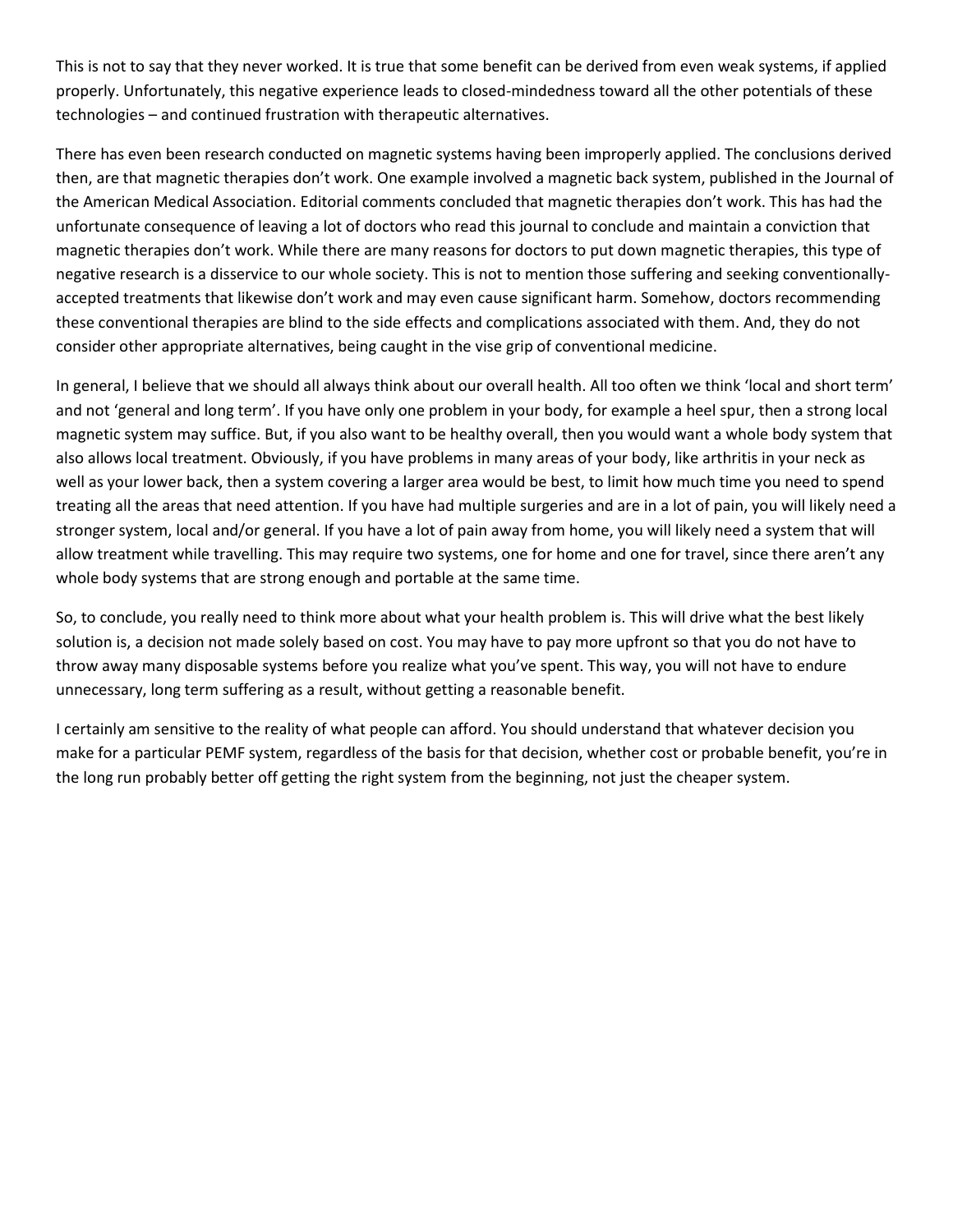This is not to say that they never worked. It is true that some benefit can be derived from even weak systems, if applied properly. Unfortunately, this negative experience leads to closed-mindedness toward all the other potentials of these technologies – and continued frustration with therapeutic alternatives.

There has even been research conducted on magnetic systems having been improperly applied. The conclusions derived then, are that magnetic therapies don't work. One example involved a magnetic back system, published in the Journal of the American Medical Association. Editorial comments concluded that magnetic therapies don't work. This has had the unfortunate consequence of leaving a lot of doctors who read this journal to conclude and maintain a conviction that magnetic therapies don't work. While there are many reasons for doctors to put down magnetic therapies, this type of negative research is a disservice to our whole society. This is not to mention those suffering and seeking conventionally-accepted treatments that likewise don't work and may even cause significant harm. Somehow, doctors recommending these conventional therapies are blind to the side effects and complications associated with them. And, they do not consider other appropriate alternatives, being caught in the vise grip of conventional medicine.

In general, I believe that we should all always think about our overall health. All too often we think 'local and short term' and not 'general and long term'. If you have only one problem in your body, for example a heel spur, then a strong local magnetic system may suffice. But, if you also want to be healthy overall, then you would want a whole body system that also allows local treatment. Obviously, if you have problems in many areas of your body, like arthritis in your neck as well as your lower back, then a system covering a larger area would be best, to limit how much time you need to spend treating all the areas that need attention. If you have had multiple surgeries and are in a lot of pain, you will likely need a stronger system, local and/or general. If you have a lot of pain away from home, you will likely need a system that will allow treatment while travelling. This may require two systems, one for home and one for travel, since there aren't any whole body systems that are strong enough and portable at the same time.

So, to conclude, you really need to think more about what your health problem is. This will drive what the best likely solution is, a decision not made solely based on cost. You may have to pay more upfront so that you do not have to throw away many disposable systems before you realize what you've spent. This way, you will not have to endure unnecessary, long term suffering as a result, without getting a reasonable benefit.

I certainly am sensitive to the reality of what people can afford. You should understand that whatever decision you make for a particular PEMF system, regardless of the basis for that decision, whether cost or probable benefit, you're in the long run probably better off getting the right system from the beginning, not just the cheaper system.